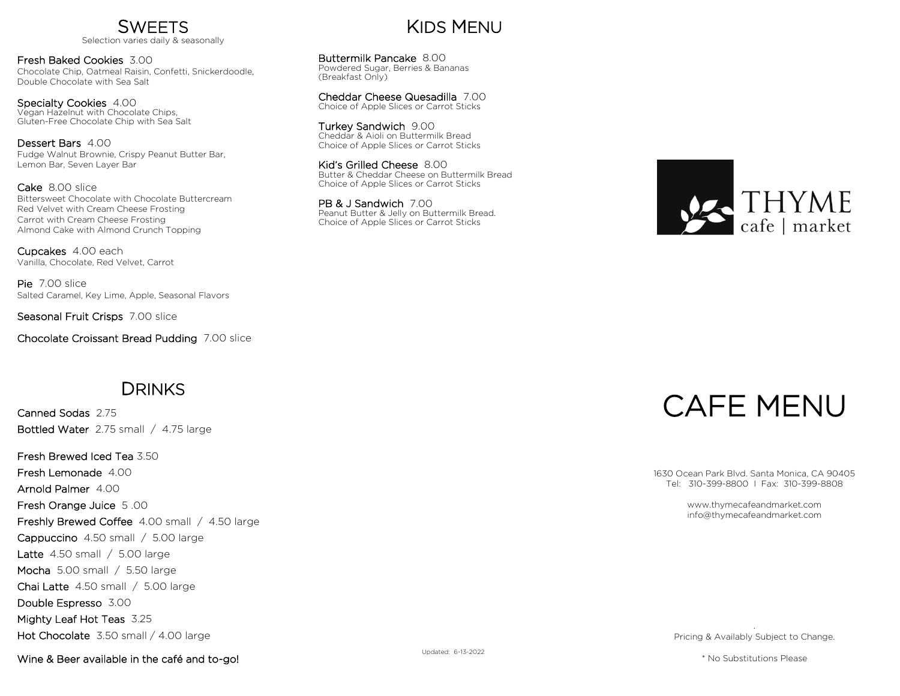## Sweets

Selection varies daily & seasonally

**Fresh Baked Cookies** 3.00
Chocolate Chip, Oatmeal Raisin, Confetti, Snickerdoodle, Double Chocolate with Sea Salt

**Specialty Cookies** 4.00
Vegan Hazelnut with Chocolate Chips, Gluten-Free Chocolate Chip with Sea Salt

**Dessert Bars** 4.00
Fudge Walnut Brownie, Crispy Peanut Butter Bar, Lemon Bar, Seven Layer Bar

**Cake** 8.00 slice
Bittersweet Chocolate with Chocolate Buttercream
Red Velvet with Cream Cheese Frosting
Carrot with Cream Cheese Frosting
Almond Cake with Almond Crunch Topping

**Cupcakes** 4.00 each
Vanilla, Chocolate, Red Velvet, Carrot

**Pie** 7.00 slice
Salted Caramel, Key Lime, Apple, Seasonal Flavors

**Seasonal Fruit Crisps** 7.00 slice

**Chocolate Croissant Bread Pudding** 7.00 slice

## Drinks

**Canned Sodas** 2.75
**Bottled Water** 2.75 small / 4.75 large

**Fresh Brewed Iced Tea** 3.50
**Fresh Lemonade** 4.00
**Arnold Palmer** 4.00
**Fresh Orange Juice** 5 .00
**Freshly Brewed Coffee** 4.00 small / 4.50 large
**Cappuccino** 4.50 small / 5.00 large
**Latte** 4.50 small / 5.00 large
**Mocha** 5.00 small / 5.50 large
**Chai Latte** 4.50 small / 5.00 large
**Double Espresso** 3.00
**Mighty Leaf Hot Teas** 3.25
**Hot Chocolate** 3.50 small / 4.00 large

Wine & Beer available in the café and to-go!

## Kids Menu

**Buttermilk Pancake** 8.00
Powdered Sugar, Berries & Bananas
(Breakfast Only)

**Cheddar Cheese Quesadilla** 7.00
Choice of Apple Slices or Carrot Sticks

**Turkey Sandwich** 9.00
Cheddar & Aioli on Buttermilk Bread
Choice of Apple Slices or Carrot Sticks

**Kid's Grilled Cheese** 8.00
Butter & Cheddar Cheese on Buttermilk Bread
Choice of Apple Slices or Carrot Sticks

**PB & J Sandwich** 7.00
Peanut Butter & Jelly on Buttermilk Bread.
Choice of Apple Slices or Carrot Sticks

Updated: 6-13-2022

THYME
cafe | market

# CAFE MENU

1630 Ocean Park Blvd. Santa Monica, CA 90405
Tel: 310-399-8800 I Fax: 310-399-8808

www.thymecafeandmarket.com
info@thymecafeandmarket.com

Pricing & Availably Subject to Change.

* No Substitutions Please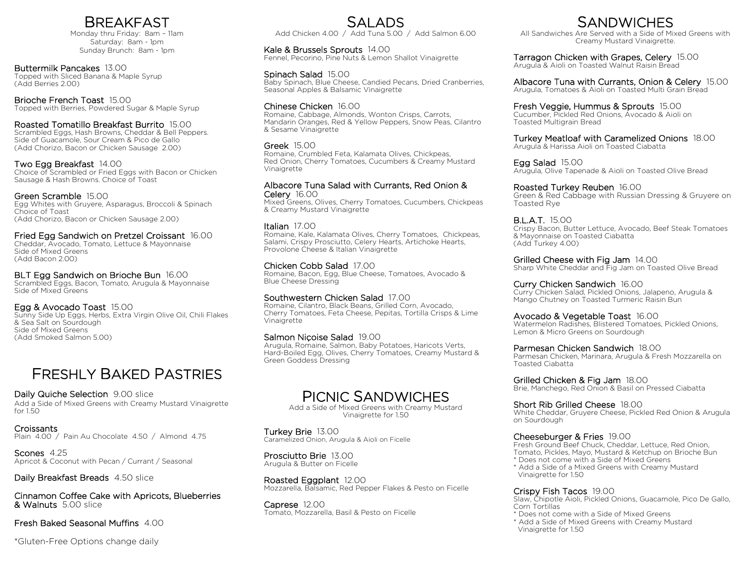# Breakfast

Monday thru Friday: 8am – 11am
Saturday: 8am - 1pm
Sunday Brunch: 8am - 1pm

**Buttermilk Pancakes** 13.00
Topped with Sliced Banana & Maple Syrup
(Add Berries 2.00)

**Brioche French Toast** 15.00
Topped with Berries, Powdered Sugar & Maple Syrup

**Roasted Tomatillo Breakfast Burrito** 15.00
Scrambled Eggs, Hash Browns, Cheddar & Bell Peppers.
Side of Guacamole, Sour Cream & Pico de Gallo
(Add Chorizo, Bacon or Chicken Sausage 2.00)

**Two Egg Breakfast** 14.00
Choice of Scrambled or Fried Eggs with Bacon or Chicken Sausage & Hash Browns. Choice of Toast

**Green Scramble** 15.00
Egg Whites with Gruyere, Asparagus, Broccoli & Spinach
Choice of Toast
(Add Chorizo, Bacon or Chicken Sausage 2.00)

**Fried Egg Sandwich on Pretzel Croissant** 16.00
Cheddar, Avocado, Tomato, Lettuce & Mayonnaise
Side of Mixed Greens
(Add Bacon 2.00)

**BLT Egg Sandwich on Brioche Bun** 16.00
Scrambled Eggs, Bacon, Tomato, Arugula & Mayonnaise
Side of Mixed Greens

**Egg & Avocado Toast** 15.00
Sunny Side Up Eggs, Herbs, Extra Virgin Olive Oil, Chili Flakes & Sea Salt on Sourdough
Side of Mixed Greens
(Add Smoked Salmon 5.00)

# Freshly Baked Pastries

**Daily Quiche Selection** 9.00 slice
Add a Side of Mixed Greens with Creamy Mustard Vinaigrette for 1.50

**Croissants**
Plain 4.00 / Pain Au Chocolate 4.50 / Almond 4.75

**Scones** 4.25
Apricot & Coconut with Pecan / Currant / Seasonal

**Daily Breakfast Breads** 4.50 slice

**Cinnamon Coffee Cake with Apricots, Blueberries & Walnuts** 5.00 slice

**Fresh Baked Seasonal Muffins** 4.00

*Gluten-Free Options change daily

# Salads

Add Chicken 4.00 / Add Tuna 5.00 / Add Salmon 6.00

**Kale & Brussels Sprouts** 14.00
Fennel, Pecorino, Pine Nuts & Lemon Shallot Vinaigrette

**Spinach Salad** 15.00
Baby Spinach, Blue Cheese, Candied Pecans, Dried Cranberries, Seasonal Apples & Balsamic Vinaigrette

**Chinese Chicken** 16.00
Romaine, Cabbage, Almonds, Wonton Crisps, Carrots, Mandarin Oranges, Red & Yellow Peppers, Snow Peas, Cilantro & Sesame Vinaigrette

**Greek** 15.00
Romaine, Crumbled Feta, Kalamata Olives, Chickpeas, Red Onion, Cherry Tomatoes, Cucumbers & Creamy Mustard Vinaigrette

**Albacore Tuna Salad with Currants, Red Onion & Celery** 16.00
Mixed Greens, Olives, Cherry Tomatoes, Cucumbers, Chickpeas & Creamy Mustard Vinaigrette

**Italian** 17.00
Romaine, Kale, Kalamata Olives, Cherry Tomatoes, Chickpeas, Salami, Crispy Prosciutto, Celery Hearts, Artichoke Hearts, Provolone Cheese & Italian Vinaigrette

**Chicken Cobb Salad** 17.00
Romaine, Bacon, Egg, Blue Cheese, Tomatoes, Avocado & Blue Cheese Dressing

**Southwestern Chicken Salad** 17.00
Romaine, Cilantro, Black Beans, Grilled Corn, Avocado, Cherry Tomatoes, Feta Cheese, Pepitas, Tortilla Crisps & Lime Vinaigrette

**Salmon Niçoise Salad** 19.00
Arugula, Romaine, Salmon, Baby Potatoes, Haricots Verts, Hard-Boiled Egg, Olives, Cherry Tomatoes, Creamy Mustard & Green Goddess Dressing

# Picnic Sandwiches

Add a Side of Mixed Greens with Creamy Mustard Vinaigrette for 1.50

**Turkey Brie** 13.00
Caramelized Onion, Arugula & Aioli on Ficelle

**Prosciutto Brie** 13.00
Arugula & Butter on Ficelle

**Roasted Eggplant** 12.00
Mozzarella, Balsamic, Red Pepper Flakes & Pesto on Ficelle

**Caprese** 12.00
Tomato, Mozzarella, Basil & Pesto on Ficelle

# Sandwiches

All Sandwiches Are Served with a Side of Mixed Greens with Creamy Mustard Vinaigrette.

**Tarragon Chicken with Grapes, Celery** 15.00
Arugula & Aioli on Toasted Walnut Raisin Bread

**Albacore Tuna with Currants, Onion & Celery** 15.00
Arugula, Tomatoes & Aioli on Toasted Multi Grain Bread

**Fresh Veggie, Hummus & Sprouts** 15.00
Cucumber, Pickled Red Onions, Avocado & Aioli on Toasted Multigrain Bread

**Turkey Meatloaf with Caramelized Onions** 18.00
Arugula & Harissa Aioli on Toasted Ciabatta

**Egg Salad** 15.00
Arugula, Olive Tapenade & Aioli on Toasted Olive Bread

**Roasted Turkey Reuben** 16.00
Green & Red Cabbage with Russian Dressing & Gruyere on Toasted Rye

**B.L.A.T.** 15.00
Crispy Bacon, Butter Lettuce, Avocado, Beef Steak Tomatoes & Mayonnaise on Toasted Ciabatta
(Add Turkey 4.00)

**Grilled Cheese with Fig Jam** 14.00
Sharp White Cheddar and Fig Jam on Toasted Olive Bread

**Curry Chicken Sandwich** 16.00
Curry Chicken Salad, Pickled Onions, Jalapeno, Arugula & Mango Chutney on Toasted Turmeric Raisin Bun

**Avocado & Vegetable Toast** 16.00
Watermelon Radishes, Blistered Tomatoes, Pickled Onions, Lemon & Micro Greens on Sourdough

**Parmesan Chicken Sandwich** 18.00
Parmesan Chicken, Marinara, Arugula & Fresh Mozzarella on Toasted Ciabatta

**Grilled Chicken & Fig Jam** 18.00
Brie, Manchego, Red Onion & Basil on Pressed Ciabatta

**Short Rib Grilled Cheese** 18.00
White Cheddar, Gruyere Cheese, Pickled Red Onion & Arugula on Sourdough

**Cheeseburger & Fries** 19.00
Fresh Ground Beef Chuck, Cheddar, Lettuce, Red Onion, Tomato, Pickles, Mayo, Mustard & Ketchup on Brioche Bun
* Does not come with a Side of Mixed Greens
* Add a Side of a Mixed Greens with Creamy Mustard Vinaigrette for 1.50

**Crispy Fish Tacos** 19.00
Slaw, Chipotle Aioli, Pickled Onions, Guacamole, Pico De Gallo, Corn Tortillas
* Does not come with a Side of Mixed Greens
* Add a Side of Mixed Greens with Creamy Mustard Vinaigrette for 1.50